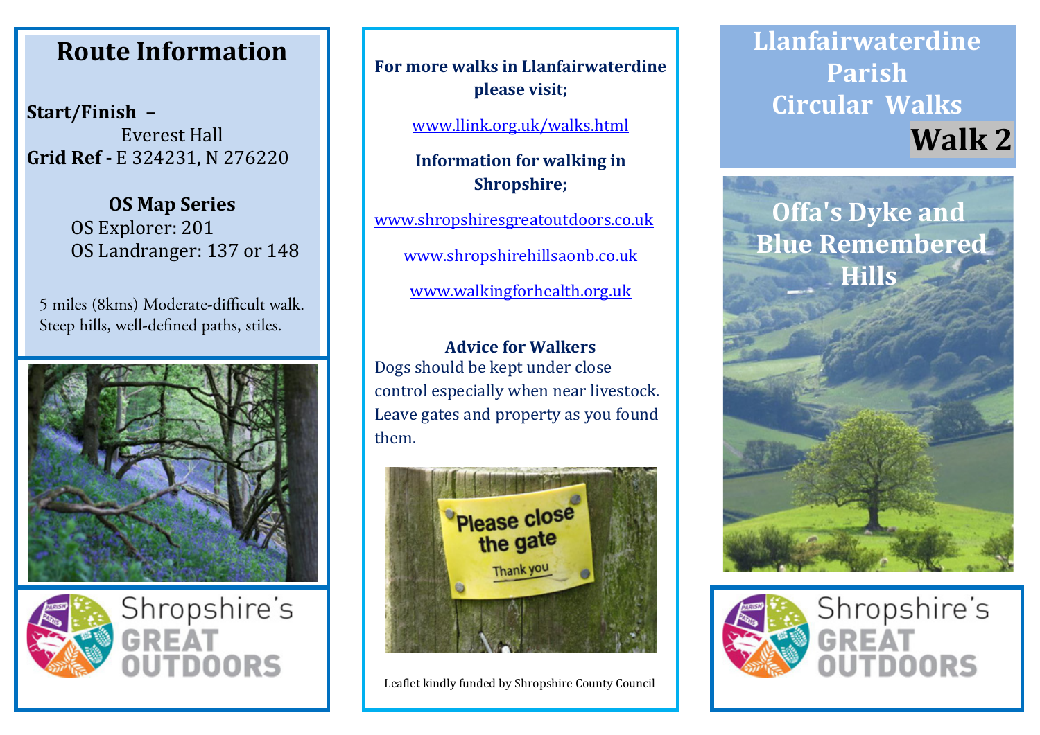## Route Information

**Start/Finish –**
Everest Hall
**Grid Ref -** E 324231, N 276220

**OS Map Series**
OS Explorer: 201
OS Landranger: 137 or 148

5 miles (8kms) Moderate-difficult walk. Steep hills, well-defined paths, stiles.

Shropshire's GREAT OUTDOORS

**For more walks in Llanfairwaterdine please visit;**

www.llink.org.uk/walks.html

**Information for walking in Shropshire;**

www.shropshiresgreatoutdoors.co.uk

www.shropshirehillsaonb.co.uk

www.walkingforhealth.org.uk

**Advice for Walkers**

Dogs should be kept under close control especially when near livestock. Leave gates and property as you found them.

Please close the gate
Thank you

Leaflet kindly funded by Shropshire County Council

# Llanfairwaterdine Parish Circular Walks

## Walk 2

## Offa's Dyke and Blue Remembered Hills

Shropshire's GREAT OUTDOORS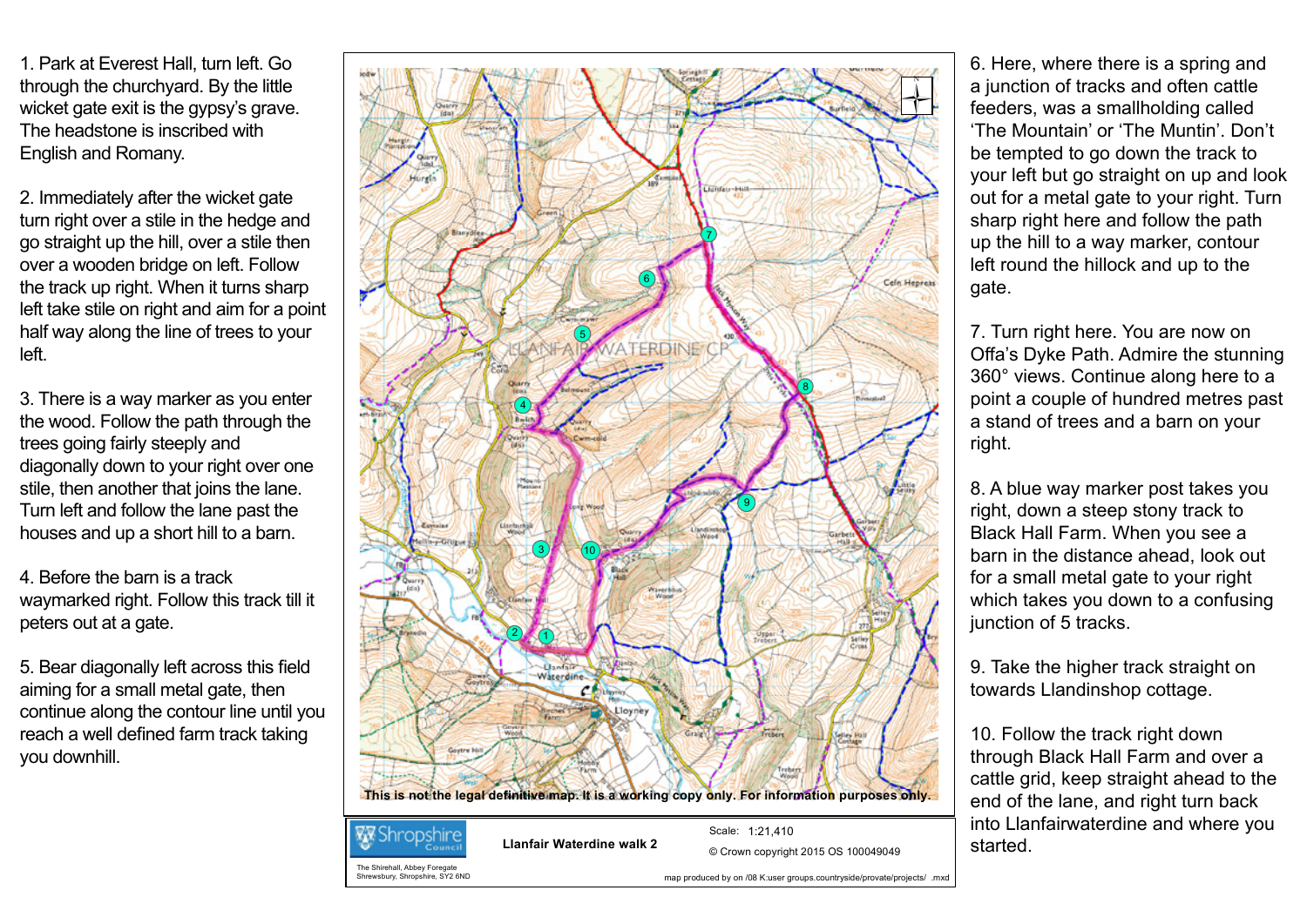1. Park at Everest Hall, turn left. Go through the churchyard. By the little wicket gate exit is the gypsy's grave. The headstone is inscribed with English and Romany.

2. Immediately after the wicket gate turn right over a stile in the hedge and go straight up the hill, over a stile then over a wooden bridge on left. Follow the track up right. When it turns sharp left take stile on right and aim for a point half way along the line of trees to your left.

3. There is a way marker as you enter the wood. Follow the path through the trees going fairly steeply and diagonally down to your right over one stile, then another that joins the lane. Turn left and follow the lane past the houses and up a short hill to a barn.

4. Before the barn is a track waymarked right. Follow this track till it peters out at a gate.

5. Bear diagonally left across this field aiming for a small metal gate, then continue along the contour line until you reach a well defined farm track taking you downhill.

This is not the legal definitive map. It is a working copy only. For information purposes only.

Shropshire Council

The Shirehall, Abbey Foregate
Shrewsbury, Shropshire, SY2 6ND

Llanfair Waterdine walk 2

Scale: 1:21,410

© Crown copyright 2015 OS 100049049

map produced by on /08 K:user groups.countryside/provate/projects/ .mxd

6. Here, where there is a spring and a junction of tracks and often cattle feeders, was a smallholding called 'The Mountain' or 'The Muntin'. Don't be tempted to go down the track to your left but go straight on up and look out for a metal gate to your right. Turn sharp right here and follow the path up the hill to a way marker, contour left round the hillock and up to the gate.

7. Turn right here. You are now on Offa's Dyke Path. Admire the stunning 360° views. Continue along here to a point a couple of hundred metres past a stand of trees and a barn on your right.

8. A blue way marker post takes you right, down a steep stony track to Black Hall Farm. When you see a barn in the distance ahead, look out for a small metal gate to your right which takes you down to a confusing junction of 5 tracks.

9. Take the higher track straight on towards Llandinshop cottage.

10. Follow the track right down through Black Hall Farm and over a cattle grid, keep straight ahead to the end of the lane, and right turn back into Llanfairwaterdine and where you started.